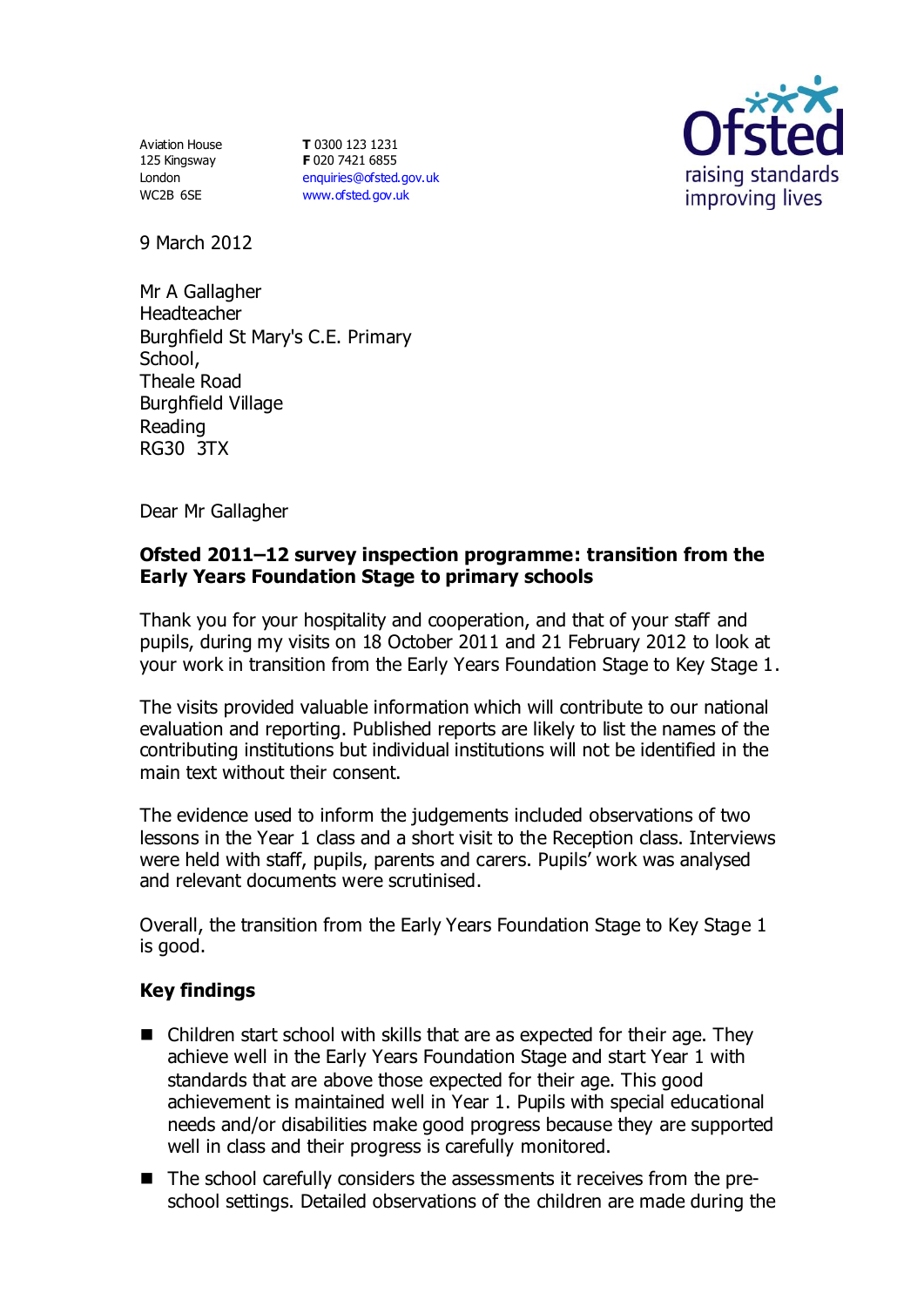Aviation House
125 Kingsway
London
WC2B 6SE

**T** 0300 123 1231
**F** 020 7421 6855
enquiries@ofsted.gov.uk
www.ofsted.gov.uk

9 March 2012

Mr A Gallagher
Headteacher
Burghfield St Mary's C.E. Primary School,
Theale Road
Burghfield Village
Reading
RG30 3TX

Dear Mr Gallagher

**Ofsted 2011–12 survey inspection programme: transition from the Early Years Foundation Stage to primary schools**

Thank you for your hospitality and cooperation, and that of your staff and pupils, during my visits on 18 October 2011 and 21 February 2012 to look at your work in transition from the Early Years Foundation Stage to Key Stage 1.

The visits provided valuable information which will contribute to our national evaluation and reporting. Published reports are likely to list the names of the contributing institutions but individual institutions will not be identified in the main text without their consent.

The evidence used to inform the judgements included observations of two lessons in the Year 1 class and a short visit to the Reception class. Interviews were held with staff, pupils, parents and carers. Pupils' work was analysed and relevant documents were scrutinised.

Overall, the transition from the Early Years Foundation Stage to Key Stage 1 is good.

## Key findings

- Children start school with skills that are as expected for their age. They achieve well in the Early Years Foundation Stage and start Year 1 with standards that are above those expected for their age. This good achievement is maintained well in Year 1. Pupils with special educational needs and/or disabilities make good progress because they are supported well in class and their progress is carefully monitored.
- The school carefully considers the assessments it receives from the pre-school settings. Detailed observations of the children are made during the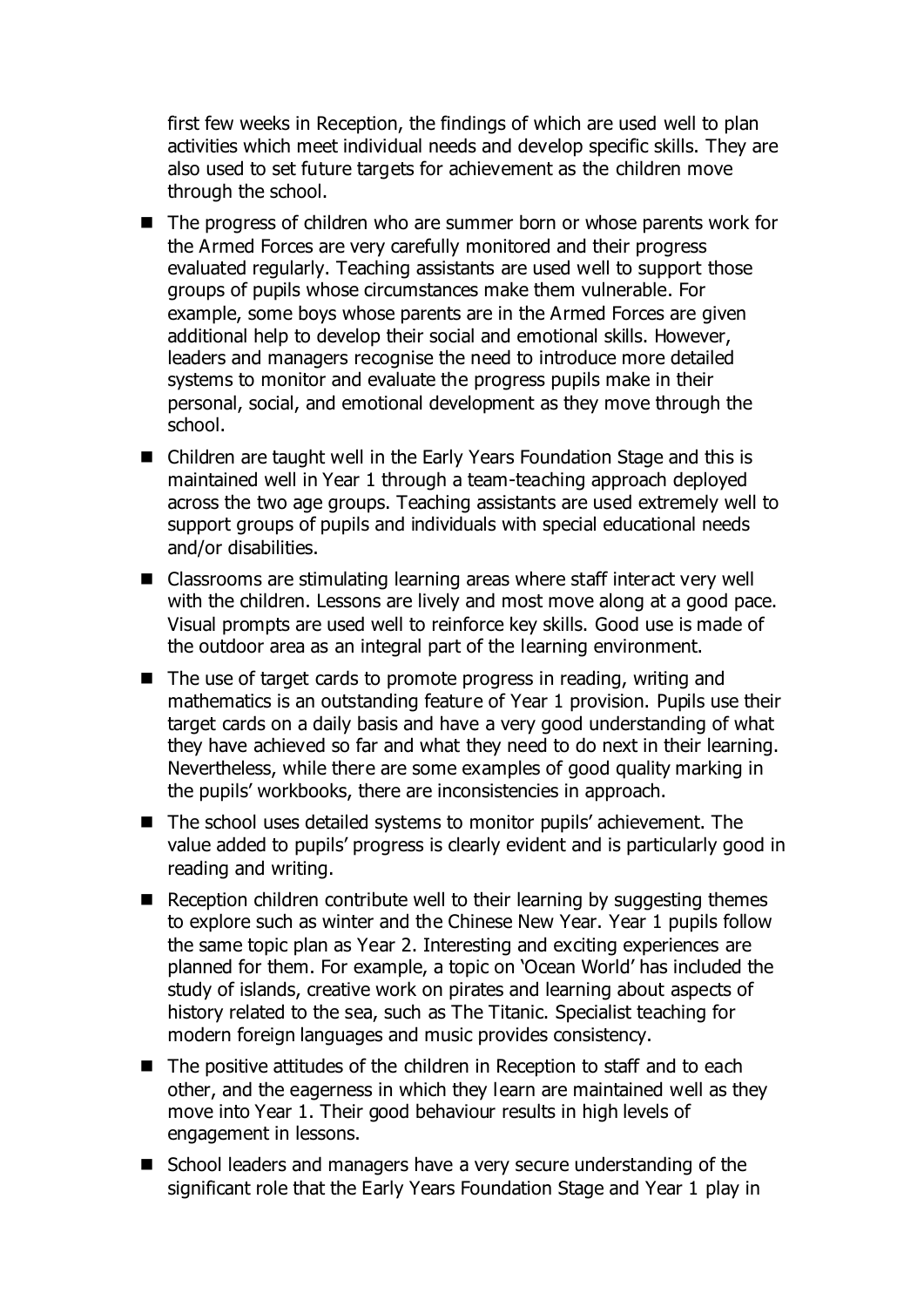first few weeks in Reception, the findings of which are used well to plan activities which meet individual needs and develop specific skills. They are also used to set future targets for achievement as the children move through the school.

- The progress of children who are summer born or whose parents work for the Armed Forces are very carefully monitored and their progress evaluated regularly. Teaching assistants are used well to support those groups of pupils whose circumstances make them vulnerable. For example, some boys whose parents are in the Armed Forces are given additional help to develop their social and emotional skills. However, leaders and managers recognise the need to introduce more detailed systems to monitor and evaluate the progress pupils make in their personal, social, and emotional development as they move through the school.
- Children are taught well in the Early Years Foundation Stage and this is maintained well in Year 1 through a team-teaching approach deployed across the two age groups. Teaching assistants are used extremely well to support groups of pupils and individuals with special educational needs and/or disabilities.
- Classrooms are stimulating learning areas where staff interact very well with the children. Lessons are lively and most move along at a good pace. Visual prompts are used well to reinforce key skills. Good use is made of the outdoor area as an integral part of the learning environment.
- The use of target cards to promote progress in reading, writing and mathematics is an outstanding feature of Year 1 provision. Pupils use their target cards on a daily basis and have a very good understanding of what they have achieved so far and what they need to do next in their learning. Nevertheless, while there are some examples of good quality marking in the pupils' workbooks, there are inconsistencies in approach.
- The school uses detailed systems to monitor pupils' achievement. The value added to pupils' progress is clearly evident and is particularly good in reading and writing.
- Reception children contribute well to their learning by suggesting themes to explore such as winter and the Chinese New Year. Year 1 pupils follow the same topic plan as Year 2. Interesting and exciting experiences are planned for them. For example, a topic on 'Ocean World' has included the study of islands, creative work on pirates and learning about aspects of history related to the sea, such as The Titanic. Specialist teaching for modern foreign languages and music provides consistency.
- The positive attitudes of the children in Reception to staff and to each other, and the eagerness in which they learn are maintained well as they move into Year 1. Their good behaviour results in high levels of engagement in lessons.
- School leaders and managers have a very secure understanding of the significant role that the Early Years Foundation Stage and Year 1 play in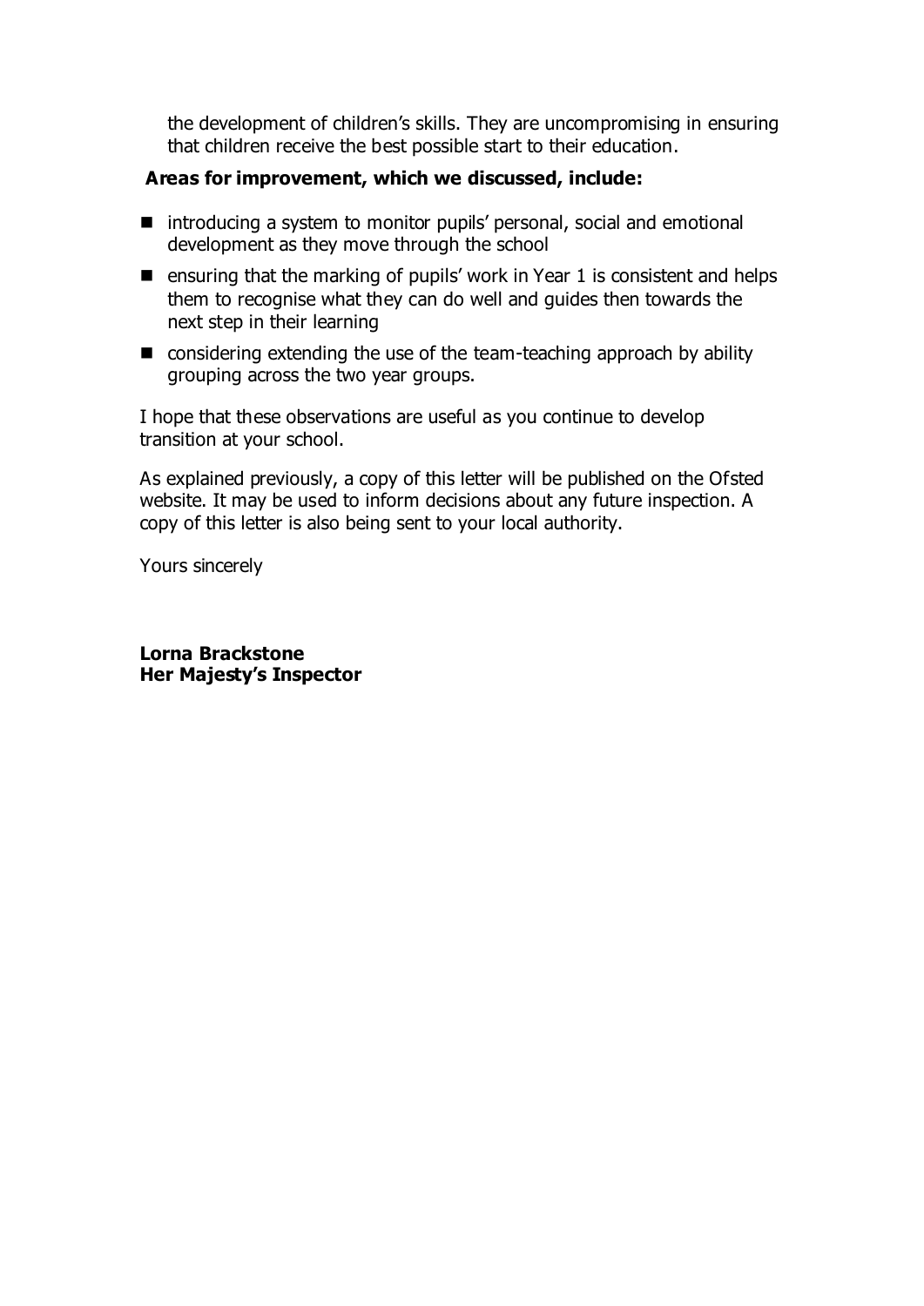the development of children's skills. They are uncompromising in ensuring that children receive the best possible start to their education.

**Areas for improvement, which we discussed, include:**

- introducing a system to monitor pupils' personal, social and emotional development as they move through the school
- ensuring that the marking of pupils' work in Year 1 is consistent and helps them to recognise what they can do well and guides then towards the next step in their learning
- considering extending the use of the team-teaching approach by ability grouping across the two year groups.

I hope that these observations are useful as you continue to develop transition at your school.

As explained previously, a copy of this letter will be published on the Ofsted website. It may be used to inform decisions about any future inspection. A copy of this letter is also being sent to your local authority.

Yours sincerely

**Lorna Brackstone**
**Her Majesty's Inspector**